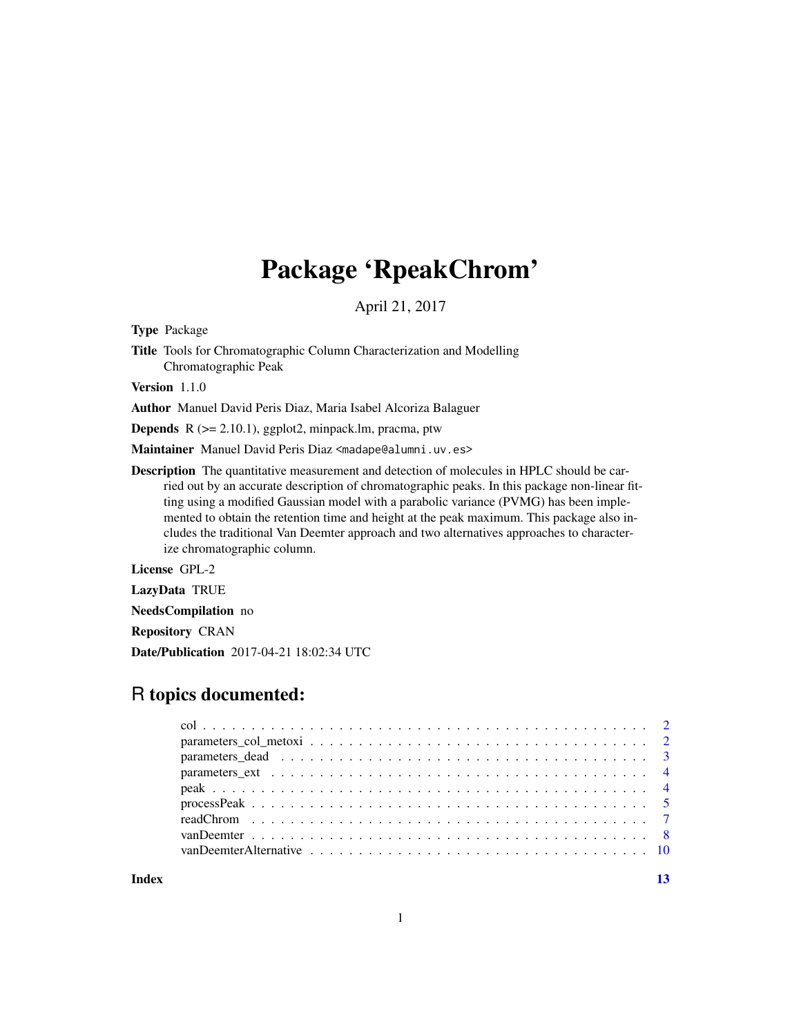# Package 'RpeakChrom'

April 21, 2017

**Type** Package

**Title** Tools for Chromatographic Column Characterization and Modelling Chromatographic Peak

**Version** 1.1.0

**Author** Manuel David Peris Diaz, Maria Isabel Alcoriza Balaguer

**Depends** R (>= 2.10.1), ggplot2, minpack.lm, pracma, ptw

**Maintainer** Manuel David Peris Diaz <madape@alumni.uv.es>

**Description** The quantitative measurement and detection of molecules in HPLC should be carried out by an accurate description of chromatographic peaks. In this package non-linear fitting using a modified Gaussian model with a parabolic variance (PVMG) has been implemented to obtain the retention time and height at the peak maximum. This package also includes the traditional Van Deemter approach and two alternatives approaches to characterize chromatographic column.

**License** GPL-2

**LazyData** TRUE

**NeedsCompilation** no

**Repository** CRAN

**Date/Publication** 2017-04-21 18:02:34 UTC

## R topics documented:

| | |
|---|---|
| col | 2 |
| parameters_col_metoxi | 2 |
| parameters_dead | 3 |
| parameters_ext | 4 |
| peak | 4 |
| processPeak | 5 |
| readChrom | 7 |
| vanDeemter | 8 |
| vanDeemterAlternative | 10 |
| **Index** | **13** |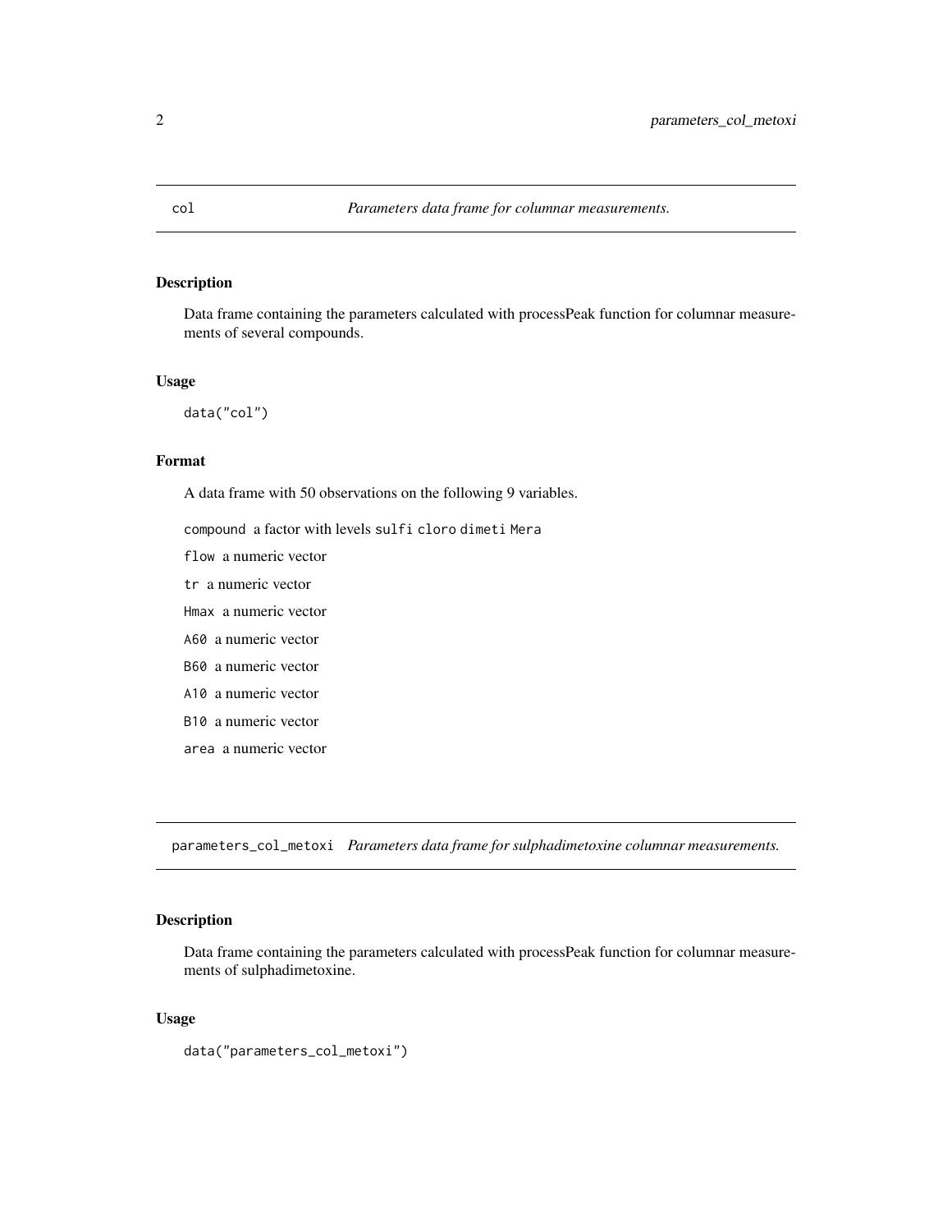## col — *Parameters data frame for columnar measurements.*

### Description

Data frame containing the parameters calculated with processPeak function for columnar measurements of several compounds.

### Usage

```
data("col")
```

### Format

A data frame with 50 observations on the following 9 variables.

- `compound` a factor with levels `sulfi` `cloro` `dimeti` `Mera`
- `flow` a numeric vector
- `tr` a numeric vector
- `Hmax` a numeric vector
- `A60` a numeric vector
- `B60` a numeric vector
- `A10` a numeric vector
- `B10` a numeric vector
- `area` a numeric vector

## parameters_col_metoxi — *Parameters data frame for sulphadimetoxine columnar measurements.*

### Description

Data frame containing the parameters calculated with processPeak function for columnar measurements of sulphadimetoxine.

### Usage

```
data("parameters_col_metoxi")
```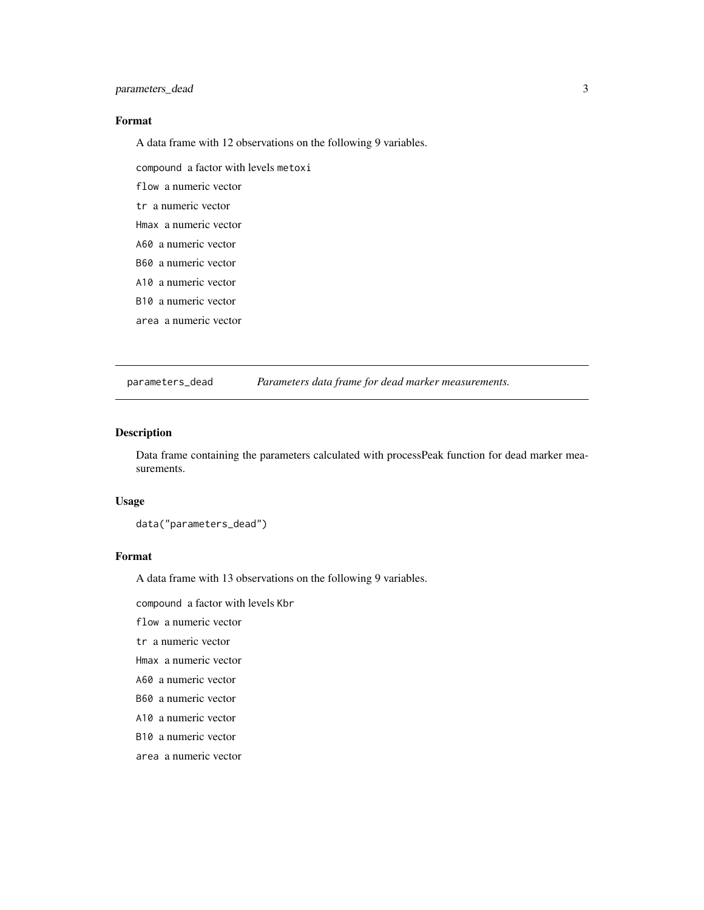### Format

A data frame with 12 observations on the following 9 variables.

`compound` a factor with levels `metoxi`

`flow` a numeric vector

`tr` a numeric vector

`Hmax` a numeric vector

`A60` a numeric vector

`B60` a numeric vector

`A10` a numeric vector

`B10` a numeric vector

`area` a numeric vector

---

## parameters_dead — *Parameters data frame for dead marker measurements.*

---

### Description

Data frame containing the parameters calculated with processPeak function for dead marker measurements.

### Usage

```
data("parameters_dead")
```

### Format

A data frame with 13 observations on the following 9 variables.

`compound` a factor with levels `Kbr`

`flow` a numeric vector

`tr` a numeric vector

`Hmax` a numeric vector

`A60` a numeric vector

`B60` a numeric vector

`A10` a numeric vector

`B10` a numeric vector

`area` a numeric vector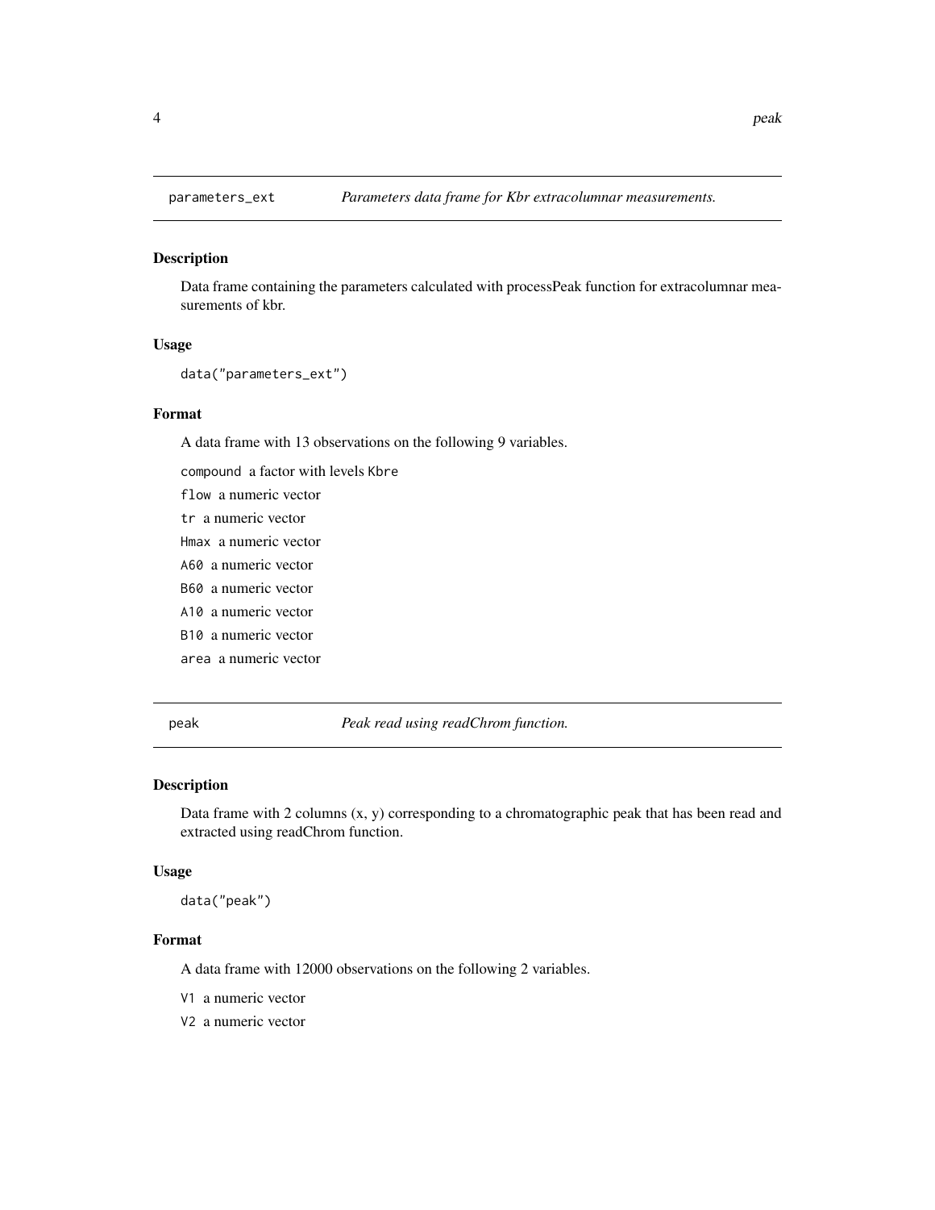## parameters_ext — *Parameters data frame for Kbr extracolumnar measurements.*

### Description

Data frame containing the parameters calculated with processPeak function for extracolumnar measurements of kbr.

### Usage

```
data("parameters_ext")
```

### Format

A data frame with 13 observations on the following 9 variables.

- `compound` a factor with levels `Kbre`
- `flow` a numeric vector
- `tr` a numeric vector
- `Hmax` a numeric vector
- `A60` a numeric vector
- `B60` a numeric vector
- `A10` a numeric vector
- `B10` a numeric vector
- `area` a numeric vector

## peak — *Peak read using readChrom function.*

### Description

Data frame with 2 columns (x, y) corresponding to a chromatographic peak that has been read and extracted using readChrom function.

### Usage

```
data("peak")
```

### Format

A data frame with 12000 observations on the following 2 variables.

- `V1` a numeric vector
- `V2` a numeric vector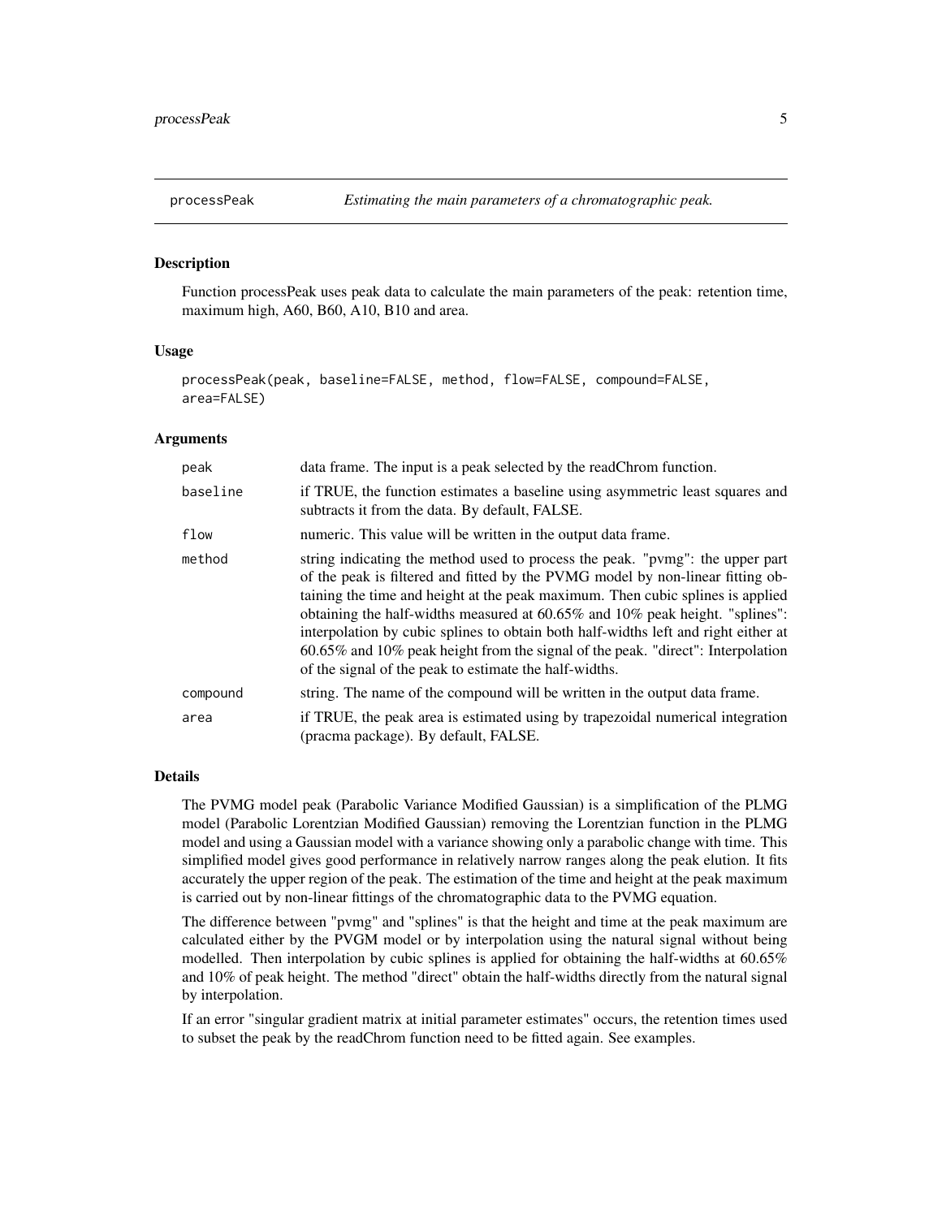## processPeak — *Estimating the main parameters of a chromatographic peak.*

### Description

Function processPeak uses peak data to calculate the main parameters of the peak: retention time, maximum high, A60, B60, A10, B10 and area.

### Usage

```
processPeak(peak, baseline=FALSE, method, flow=FALSE, compound=FALSE,
area=FALSE)
```

### Arguments

| | |
|---|---|
| `peak` | data frame. The input is a peak selected by the readChrom function. |
| `baseline` | if TRUE, the function estimates a baseline using asymmetric least squares and subtracts it from the data. By default, FALSE. |
| `flow` | numeric. This value will be written in the output data frame. |
| `method` | string indicating the method used to process the peak. "pvmg": the upper part of the peak is filtered and fitted by the PVMG model by non-linear fitting obtaining the time and height at the peak maximum. Then cubic splines is applied obtaining the half-widths measured at 60.65% and 10% peak height. "splines": interpolation by cubic splines to obtain both half-widths left and right either at 60.65% and 10% peak height from the signal of the peak. "direct": Interpolation of the signal of the peak to estimate the half-widths. |
| `compound` | string. The name of the compound will be written in the output data frame. |
| `area` | if TRUE, the peak area is estimated using by trapezoidal numerical integration (pracma package). By default, FALSE. |

### Details

The PVMG model peak (Parabolic Variance Modified Gaussian) is a simplification of the PLMG model (Parabolic Lorentzian Modified Gaussian) removing the Lorentzian function in the PLMG model and using a Gaussian model with a variance showing only a parabolic change with time. This simplified model gives good performance in relatively narrow ranges along the peak elution. It fits accurately the upper region of the peak. The estimation of the time and height at the peak maximum is carried out by non-linear fittings of the chromatographic data to the PVMG equation.

The difference between "pvmg" and "splines" is that the height and time at the peak maximum are calculated either by the PVGM model or by interpolation using the natural signal without being modelled. Then interpolation by cubic splines is applied for obtaining the half-widths at 60.65% and 10% of peak height. The method "direct" obtain the half-widths directly from the natural signal by interpolation.

If an error "singular gradient matrix at initial parameter estimates" occurs, the retention times used to subset the peak by the readChrom function need to be fitted again. See examples.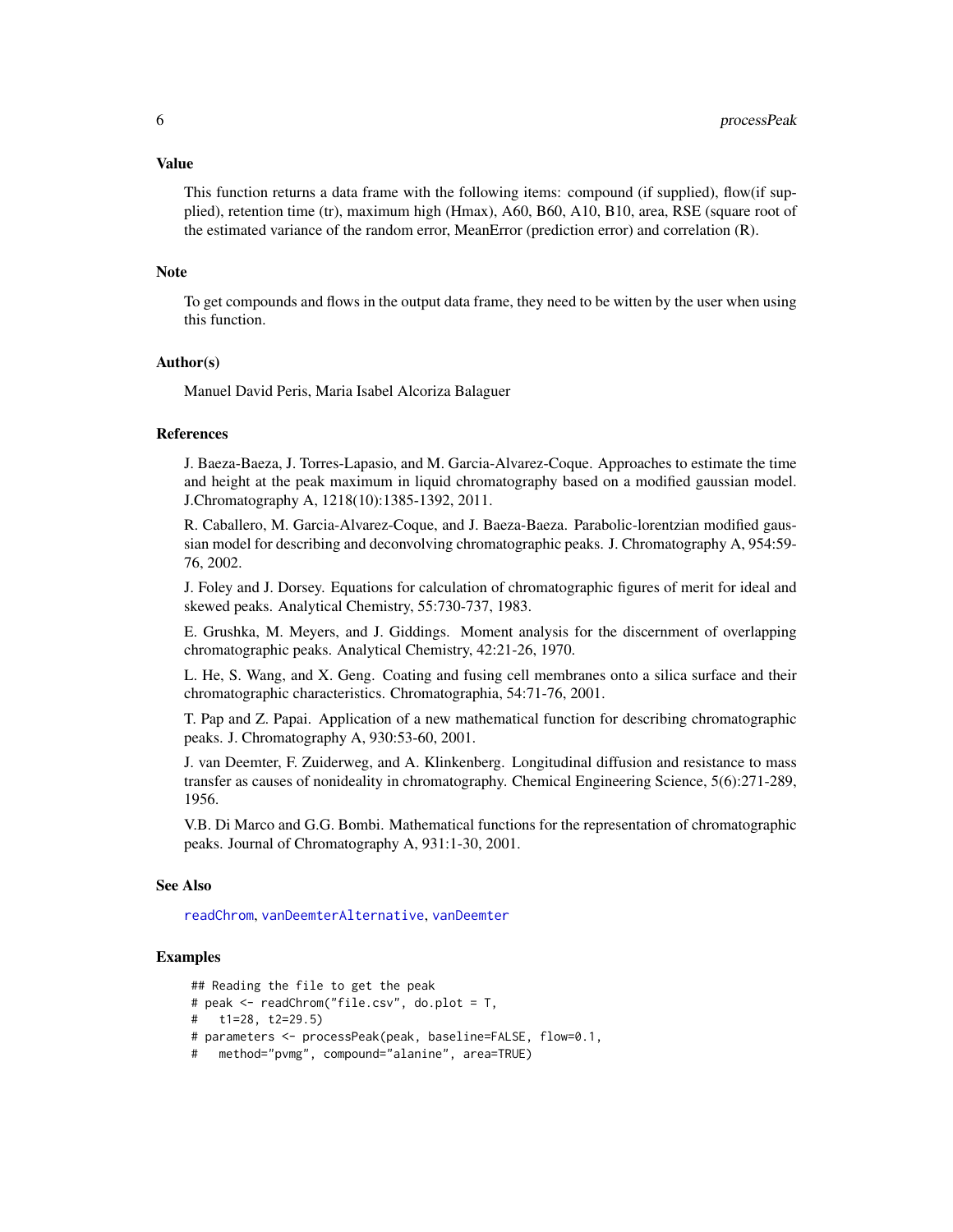### Value

This function returns a data frame with the following items: compound (if supplied), flow(if supplied), retention time (tr), maximum high (Hmax), A60, B60, A10, B10, area, RSE (square root of the estimated variance of the random error, MeanError (prediction error) and correlation (R).

### Note

To get compounds and flows in the output data frame, they need to be witten by the user when using this function.

### Author(s)

Manuel David Peris, Maria Isabel Alcoriza Balaguer

### References

J. Baeza-Baeza, J. Torres-Lapasio, and M. Garcia-Alvarez-Coque. Approaches to estimate the time and height at the peak maximum in liquid chromatography based on a modified gaussian model. J.Chromatography A, 1218(10):1385-1392, 2011.

R. Caballero, M. Garcia-Alvarez-Coque, and J. Baeza-Baeza. Parabolic-lorentzian modified gaussian model for describing and deconvolving chromatographic peaks. J. Chromatography A, 954:59-76, 2002.

J. Foley and J. Dorsey. Equations for calculation of chromatographic figures of merit for ideal and skewed peaks. Analytical Chemistry, 55:730-737, 1983.

E. Grushka, M. Meyers, and J. Giddings. Moment analysis for the discernment of overlapping chromatographic peaks. Analytical Chemistry, 42:21-26, 1970.

L. He, S. Wang, and X. Geng. Coating and fusing cell membranes onto a silica surface and their chromatographic characteristics. Chromatographia, 54:71-76, 2001.

T. Pap and Z. Papai. Application of a new mathematical function for describing chromatographic peaks. J. Chromatography A, 930:53-60, 2001.

J. van Deemter, F. Zuiderweg, and A. Klinkenberg. Longitudinal diffusion and resistance to mass transfer as causes of nonideality in chromatography. Chemical Engineering Science, 5(6):271-289, 1956.

V.B. Di Marco and G.G. Bombi. Mathematical functions for the representation of chromatographic peaks. Journal of Chromatography A, 931:1-30, 2001.

### See Also

readChrom, vanDeemterAlternative, vanDeemter

### Examples

```
## Reading the file to get the peak
# peak <- readChrom("file.csv", do.plot = T,
#   t1=28, t2=29.5)
# parameters <- processPeak(peak, baseline=FALSE, flow=0.1,
#   method="pvmg", compound="alanine", area=TRUE)
```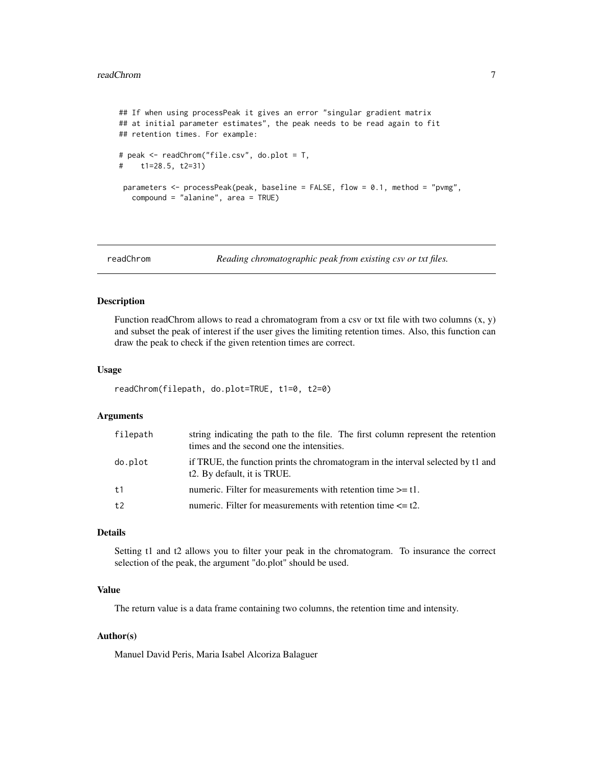```
## If when using processPeak it gives an error "singular gradient matrix
## at initial parameter estimates", the peak needs to be read again to fit
## retention times. For example:

# peak <- readChrom("file.csv", do.plot = T,
#    t1=28.5, t2=31)

 parameters <- processPeak(peak, baseline = FALSE, flow = 0.1, method = "pvmg",
   compound = "alanine", area = TRUE)
```

---

## readChrom — *Reading chromatographic peak from existing csv or txt files.*

### Description

Function readChrom allows to read a chromatogram from a csv or txt file with two columns (x, y) and subset the peak of interest if the user gives the limiting retention times. Also, this function can draw the peak to check if the given retention times are correct.

### Usage

```
readChrom(filepath, do.plot=TRUE, t1=0, t2=0)
```

### Arguments

| | |
|---|---|
| `filepath` | string indicating the path to the file. The first column represent the retention times and the second one the intensities. |
| `do.plot` | if TRUE, the function prints the chromatogram in the interval selected by t1 and t2. By default, it is TRUE. |
| `t1` | numeric. Filter for measurements with retention time >= t1. |
| `t2` | numeric. Filter for measurements with retention time <= t2. |

### Details

Setting t1 and t2 allows you to filter your peak in the chromatogram. To insurance the correct selection of the peak, the argument "do.plot" should be used.

### Value

The return value is a data frame containing two columns, the retention time and intensity.

### Author(s)

Manuel David Peris, Maria Isabel Alcoriza Balaguer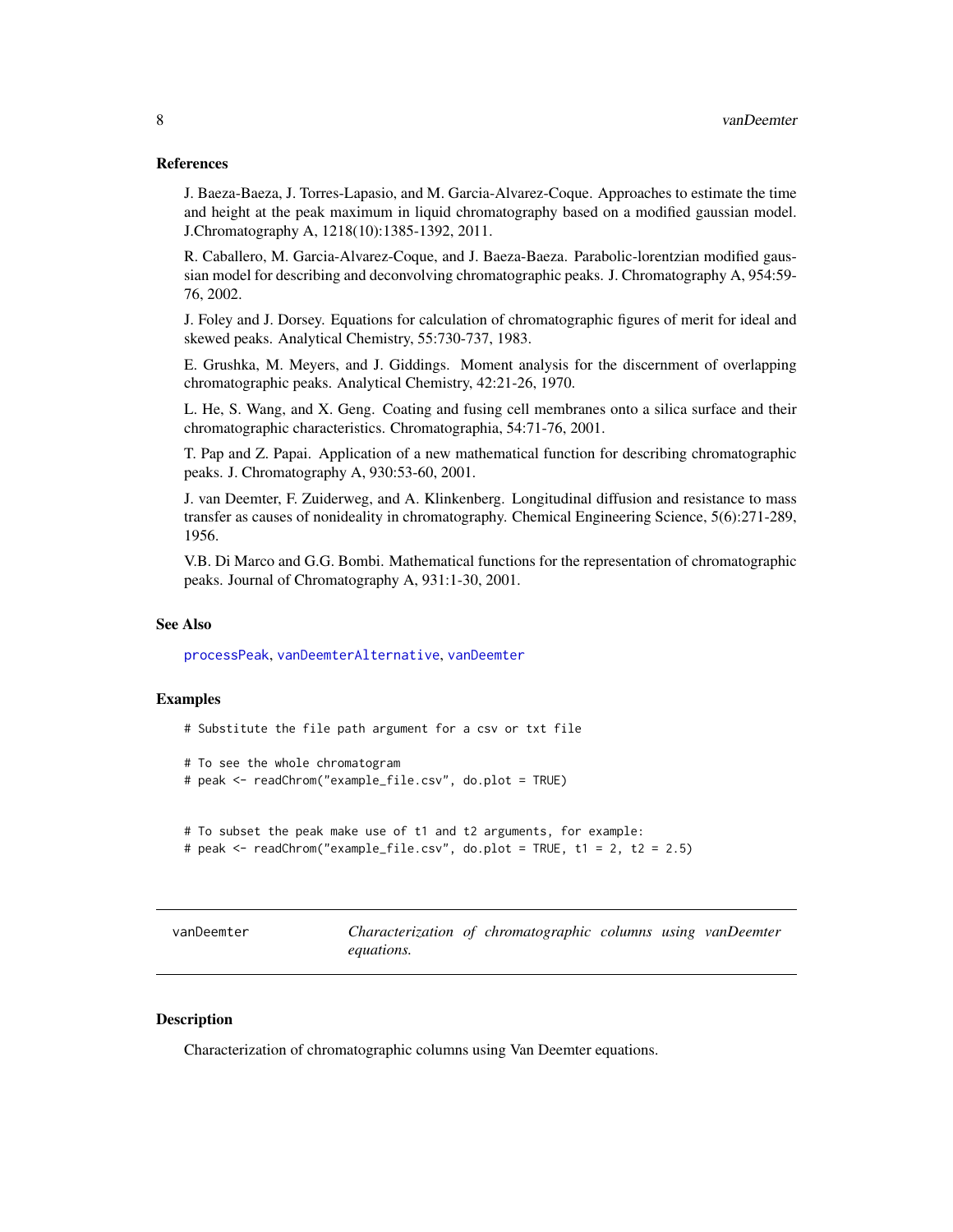### References

J. Baeza-Baeza, J. Torres-Lapasio, and M. Garcia-Alvarez-Coque. Approaches to estimate the time and height at the peak maximum in liquid chromatography based on a modified gaussian model. J.Chromatography A, 1218(10):1385-1392, 2011.

R. Caballero, M. Garcia-Alvarez-Coque, and J. Baeza-Baeza. Parabolic-lorentzian modified gaussian model for describing and deconvolving chromatographic peaks. J. Chromatography A, 954:59-76, 2002.

J. Foley and J. Dorsey. Equations for calculation of chromatographic figures of merit for ideal and skewed peaks. Analytical Chemistry, 55:730-737, 1983.

E. Grushka, M. Meyers, and J. Giddings. Moment analysis for the discernment of overlapping chromatographic peaks. Analytical Chemistry, 42:21-26, 1970.

L. He, S. Wang, and X. Geng. Coating and fusing cell membranes onto a silica surface and their chromatographic characteristics. Chromatographia, 54:71-76, 2001.

T. Pap and Z. Papai. Application of a new mathematical function for describing chromatographic peaks. J. Chromatography A, 930:53-60, 2001.

J. van Deemter, F. Zuiderweg, and A. Klinkenberg. Longitudinal diffusion and resistance to mass transfer as causes of nonideality in chromatography. Chemical Engineering Science, 5(6):271-289, 1956.

V.B. Di Marco and G.G. Bombi. Mathematical functions for the representation of chromatographic peaks. Journal of Chromatography A, 931:1-30, 2001.

### See Also

processPeak, vanDeemterAlternative, vanDeemter

### Examples

```
# Substitute the file path argument for a csv or txt file

# To see the whole chromatogram
# peak <- readChrom("example_file.csv", do.plot = TRUE)


# To subset the peak make use of t1 and t2 arguments, for example:
# peak <- readChrom("example_file.csv", do.plot = TRUE, t1 = 2, t2 = 2.5)
```

---

## vanDeemter — *Characterization of chromatographic columns using vanDeemter equations.*

---

### Description

Characterization of chromatographic columns using Van Deemter equations.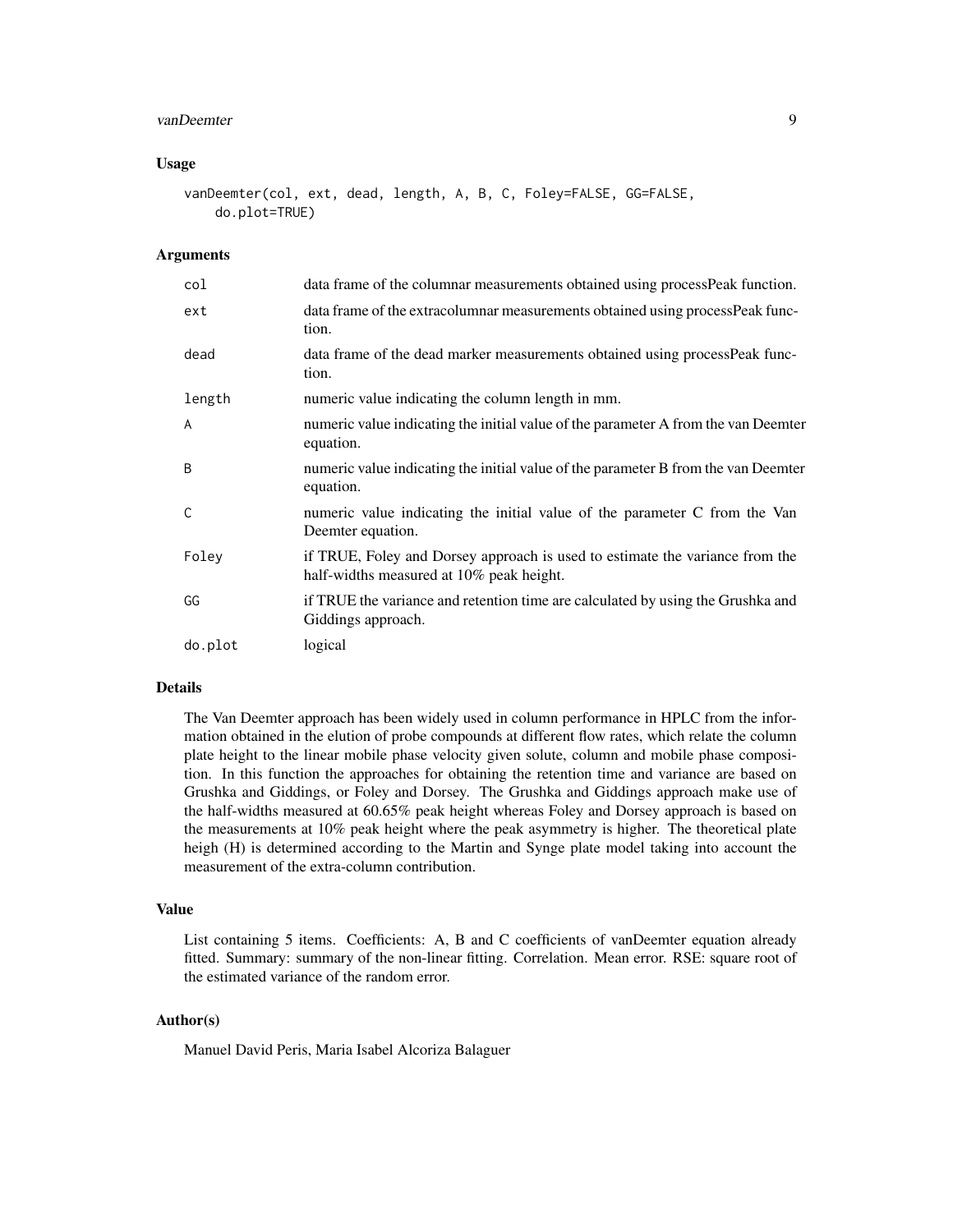## Usage

```
vanDeemter(col, ext, dead, length, A, B, C, Foley=FALSE, GG=FALSE,
    do.plot=TRUE)
```

## Arguments

| | |
|---|---|
| `col` | data frame of the columnar measurements obtained using processPeak function. |
| `ext` | data frame of the extracolumnar measurements obtained using processPeak function. |
| `dead` | data frame of the dead marker measurements obtained using processPeak function. |
| `length` | numeric value indicating the column length in mm. |
| `A` | numeric value indicating the initial value of the parameter A from the van Deemter equation. |
| `B` | numeric value indicating the initial value of the parameter B from the van Deemter equation. |
| `C` | numeric value indicating the initial value of the parameter C from the Van Deemter equation. |
| `Foley` | if TRUE, Foley and Dorsey approach is used to estimate the variance from the half-widths measured at 10% peak height. |
| `GG` | if TRUE the variance and retention time are calculated by using the Grushka and Giddings approach. |
| `do.plot` | logical |

## Details

The Van Deemter approach has been widely used in column performance in HPLC from the information obtained in the elution of probe compounds at different flow rates, which relate the column plate height to the linear mobile phase velocity given solute, column and mobile phase composition. In this function the approaches for obtaining the retention time and variance are based on Grushka and Giddings, or Foley and Dorsey. The Grushka and Giddings approach make use of the half-widths measured at 60.65% peak height whereas Foley and Dorsey approach is based on the measurements at 10% peak height where the peak asymmetry is higher. The theoretical plate heigh (H) is determined according to the Martin and Synge plate model taking into account the measurement of the extra-column contribution.

## Value

List containing 5 items. Coefficients: A, B and C coefficients of vanDeemter equation already fitted. Summary: summary of the non-linear fitting. Correlation. Mean error. RSE: square root of the estimated variance of the random error.

## Author(s)

Manuel David Peris, Maria Isabel Alcoriza Balaguer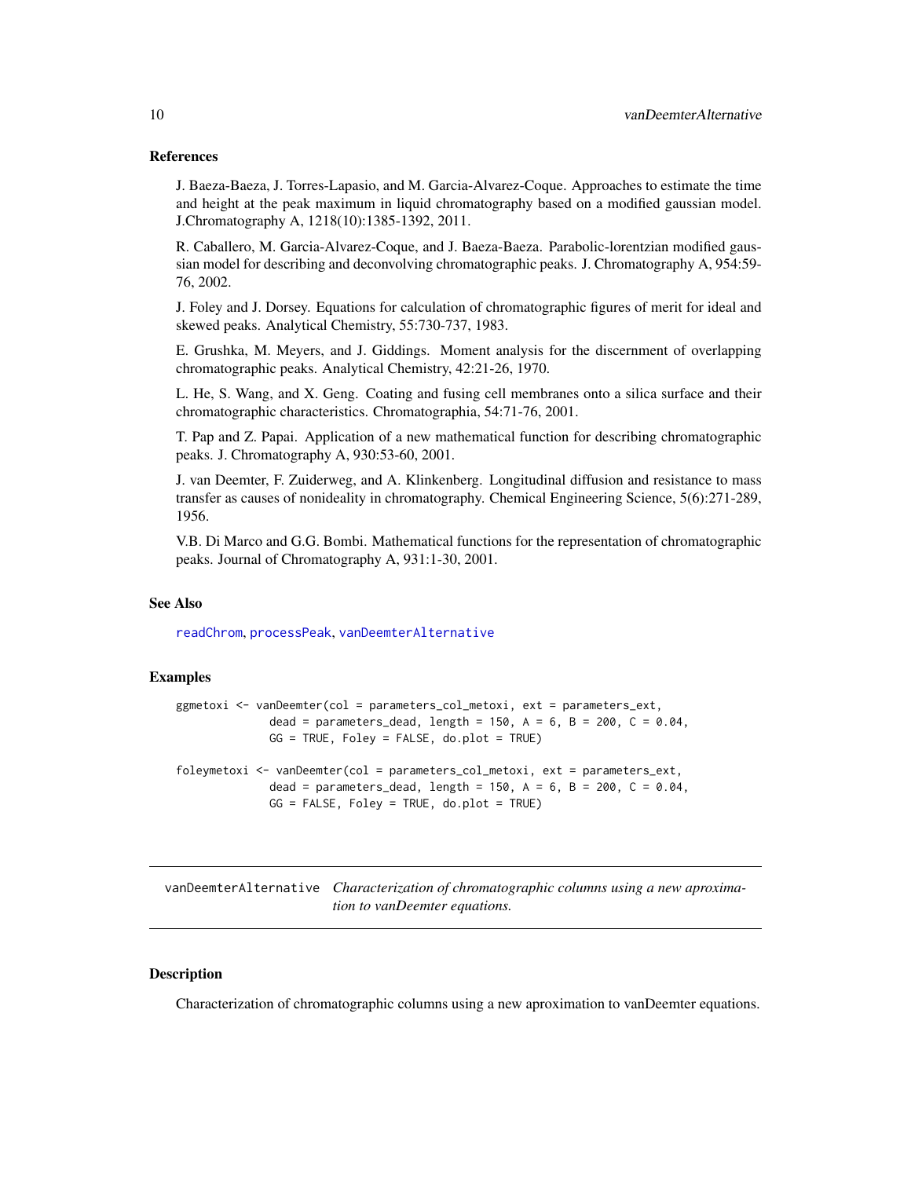### References

J. Baeza-Baeza, J. Torres-Lapasio, and M. Garcia-Alvarez-Coque. Approaches to estimate the time and height at the peak maximum in liquid chromatography based on a modified gaussian model. J.Chromatography A, 1218(10):1385-1392, 2011.

R. Caballero, M. Garcia-Alvarez-Coque, and J. Baeza-Baeza. Parabolic-lorentzian modified gaussian model for describing and deconvolving chromatographic peaks. J. Chromatography A, 954:59-76, 2002.

J. Foley and J. Dorsey. Equations for calculation of chromatographic figures of merit for ideal and skewed peaks. Analytical Chemistry, 55:730-737, 1983.

E. Grushka, M. Meyers, and J. Giddings. Moment analysis for the discernment of overlapping chromatographic peaks. Analytical Chemistry, 42:21-26, 1970.

L. He, S. Wang, and X. Geng. Coating and fusing cell membranes onto a silica surface and their chromatographic characteristics. Chromatographia, 54:71-76, 2001.

T. Pap and Z. Papai. Application of a new mathematical function for describing chromatographic peaks. J. Chromatography A, 930:53-60, 2001.

J. van Deemter, F. Zuiderweg, and A. Klinkenberg. Longitudinal diffusion and resistance to mass transfer as causes of nonideality in chromatography. Chemical Engineering Science, 5(6):271-289, 1956.

V.B. Di Marco and G.G. Bombi. Mathematical functions for the representation of chromatographic peaks. Journal of Chromatography A, 931:1-30, 2001.

### See Also

readChrom, processPeak, vanDeemterAlternative

### Examples

```
ggmetoxi <- vanDeemter(col = parameters_col_metoxi, ext = parameters_ext,
             dead = parameters_dead, length = 150, A = 6, B = 200, C = 0.04,
             GG = TRUE, Foley = FALSE, do.plot = TRUE)

foleymetoxi <- vanDeemter(col = parameters_col_metoxi, ext = parameters_ext,
             dead = parameters_dead, length = 150, A = 6, B = 200, C = 0.04,
             GG = FALSE, Foley = TRUE, do.plot = TRUE)
```

---

## vanDeemterAlternative *Characterization of chromatographic columns using a new aproximation to vanDeemter equations.*

### Description

Characterization of chromatographic columns using a new aproximation to vanDeemter equations.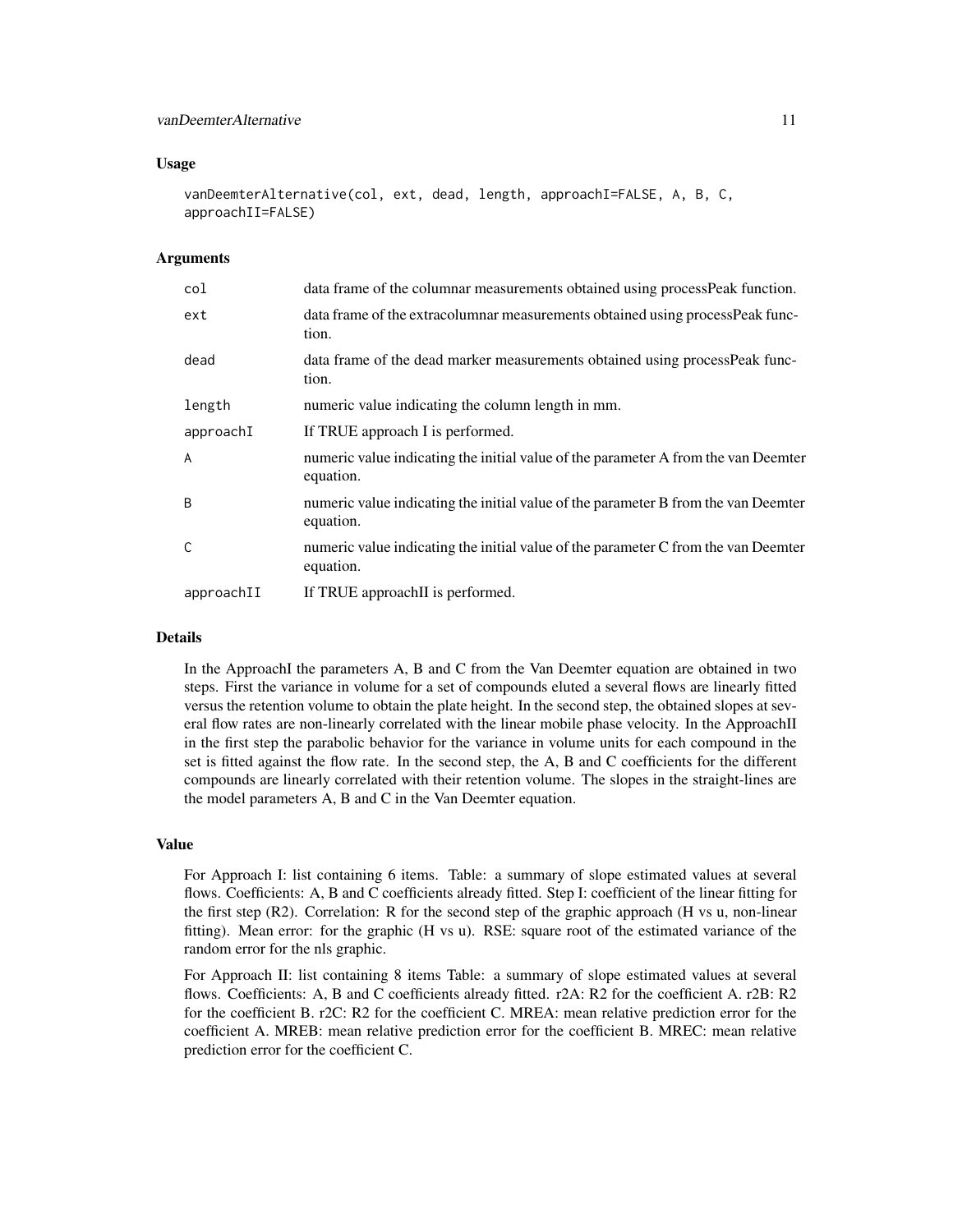### Usage

```
vanDeemterAlternative(col, ext, dead, length, approachI=FALSE, A, B, C,
approachII=FALSE)
```

### Arguments

| | |
|---|---|
| col | data frame of the columnar measurements obtained using processPeak function. |
| ext | data frame of the extracolumnar measurements obtained using processPeak function. |
| dead | data frame of the dead marker measurements obtained using processPeak function. |
| length | numeric value indicating the column length in mm. |
| approachI | If TRUE approach I is performed. |
| A | numeric value indicating the initial value of the parameter A from the van Deemter equation. |
| B | numeric value indicating the initial value of the parameter B from the van Deemter equation. |
| C | numeric value indicating the initial value of the parameter C from the van Deemter equation. |
| approachII | If TRUE approachII is performed. |

### Details

In the ApproachI the parameters A, B and C from the Van Deemter equation are obtained in two steps. First the variance in volume for a set of compounds eluted a several flows are linearly fitted versus the retention volume to obtain the plate height. In the second step, the obtained slopes at several flow rates are non-linearly correlated with the linear mobile phase velocity. In the ApproachII in the first step the parabolic behavior for the variance in volume units for each compound in the set is fitted against the flow rate. In the second step, the A, B and C coefficients for the different compounds are linearly correlated with their retention volume. The slopes in the straight-lines are the model parameters A, B and C in the Van Deemter equation.

### Value

For Approach I: list containing 6 items. Table: a summary of slope estimated values at several flows. Coefficients: A, B and C coefficients already fitted. Step I: coefficient of the linear fitting for the first step (R2). Correlation: R for the second step of the graphic approach (H vs u, non-linear fitting). Mean error: for the graphic (H vs u). RSE: square root of the estimated variance of the random error for the nls graphic.

For Approach II: list containing 8 items Table: a summary of slope estimated values at several flows. Coefficients: A, B and C coefficients already fitted. r2A: R2 for the coefficient A. r2B: R2 for the coefficient B. r2C: R2 for the coefficient C. MREA: mean relative prediction error for the coefficient A. MREB: mean relative prediction error for the coefficient B. MREC: mean relative prediction error for the coefficient C.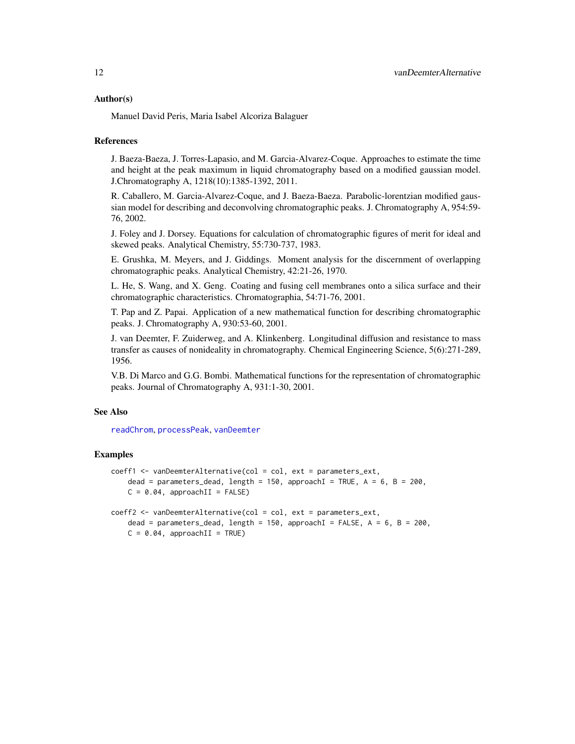## Author(s)

Manuel David Peris, Maria Isabel Alcoriza Balaguer

## References

J. Baeza-Baeza, J. Torres-Lapasio, and M. Garcia-Alvarez-Coque. Approaches to estimate the time and height at the peak maximum in liquid chromatography based on a modified gaussian model. J.Chromatography A, 1218(10):1385-1392, 2011.

R. Caballero, M. Garcia-Alvarez-Coque, and J. Baeza-Baeza. Parabolic-lorentzian modified gaussian model for describing and deconvolving chromatographic peaks. J. Chromatography A, 954:59-76, 2002.

J. Foley and J. Dorsey. Equations for calculation of chromatographic figures of merit for ideal and skewed peaks. Analytical Chemistry, 55:730-737, 1983.

E. Grushka, M. Meyers, and J. Giddings. Moment analysis for the discernment of overlapping chromatographic peaks. Analytical Chemistry, 42:21-26, 1970.

L. He, S. Wang, and X. Geng. Coating and fusing cell membranes onto a silica surface and their chromatographic characteristics. Chromatographia, 54:71-76, 2001.

T. Pap and Z. Papai. Application of a new mathematical function for describing chromatographic peaks. J. Chromatography A, 930:53-60, 2001.

J. van Deemter, F. Zuiderweg, and A. Klinkenberg. Longitudinal diffusion and resistance to mass transfer as causes of nonideality in chromatography. Chemical Engineering Science, 5(6):271-289, 1956.

V.B. Di Marco and G.G. Bombi. Mathematical functions for the representation of chromatographic peaks. Journal of Chromatography A, 931:1-30, 2001.

## See Also

readChrom, processPeak, vanDeemter

## Examples

```
coeff1 <- vanDeemterAlternative(col = col, ext = parameters_ext,
    dead = parameters_dead, length = 150, approachI = TRUE, A = 6, B = 200,
    C = 0.04, approachII = FALSE)

coeff2 <- vanDeemterAlternative(col = col, ext = parameters_ext,
    dead = parameters_dead, length = 150, approachI = FALSE, A = 6, B = 200,
    C = 0.04, approachII = TRUE)
```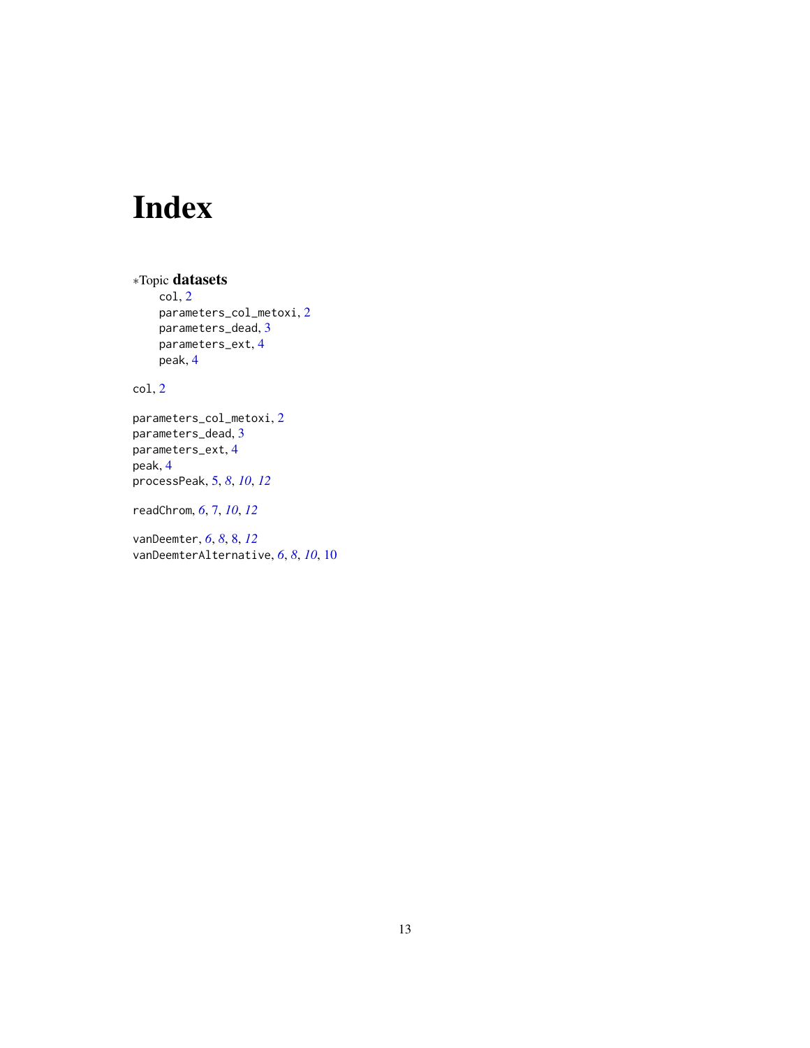# Index

∗Topic **datasets**

- col, 2
- parameters_col_metoxi, 2
- parameters_dead, 3
- parameters_ext, 4
- peak, 4

col, 2

parameters_col_metoxi, 2
parameters_dead, 3
parameters_ext, 4
peak, 4
processPeak, 5, *8*, *10*, *12*

readChrom, *6*, 7, *10*, *12*

vanDeemter, *6*, *8*, 8, *12*
vanDeemterAlternative, *6*, *8*, *10*, 10